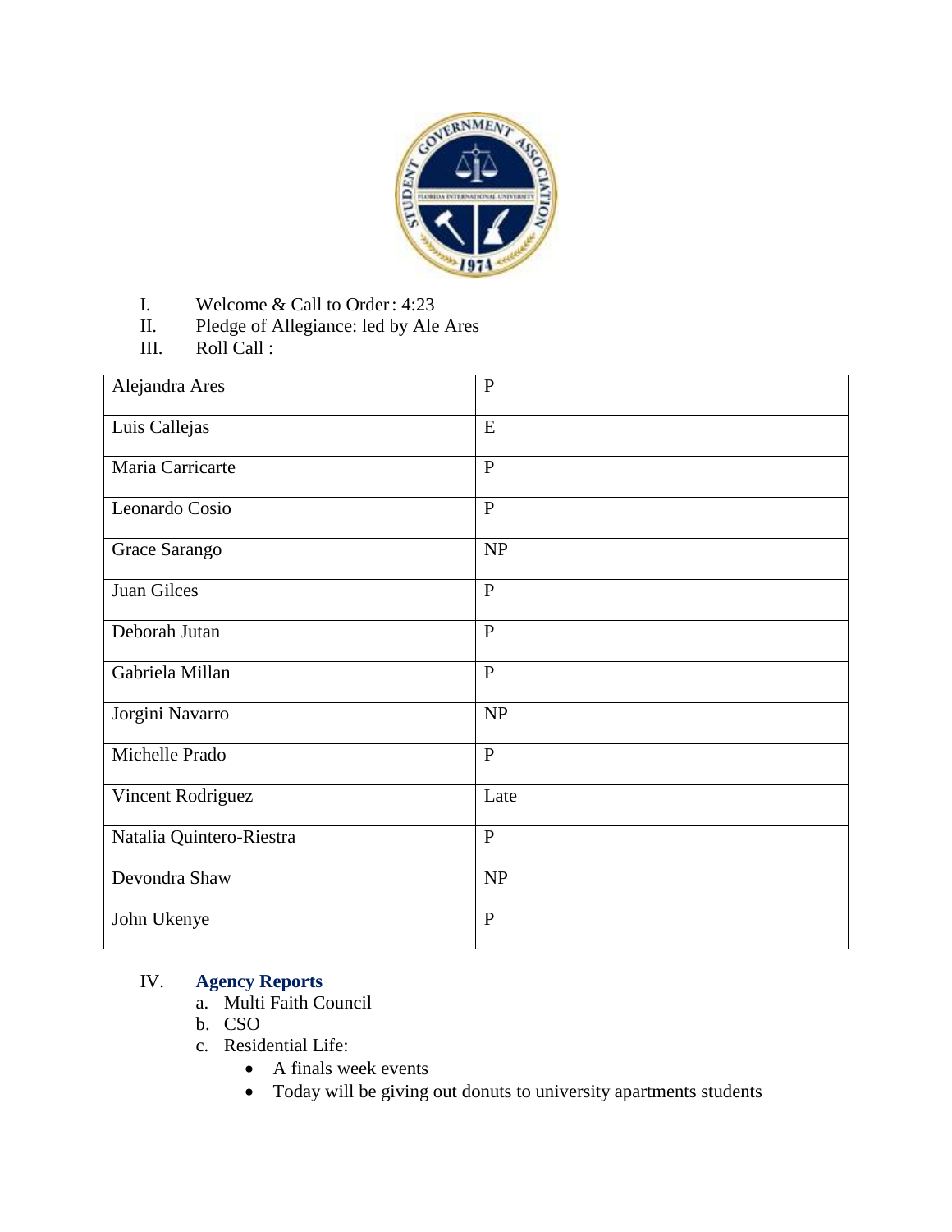I. Welcome & Call to Order: 4:23

II. Pledge of Allegiance: led by Ale Ares

III. Roll Call :

| | |
|---|---|
| Alejandra Ares | P |
| Luis Callejas | E |
| Maria Carricarte | P |
| Leonardo Cosio | P |
| Grace Sarango | NP |
| Juan Gilces | P |
| Deborah Jutan | P |
| Gabriela Millan | P |
| Jorgini Navarro | NP |
| Michelle Prado | P |
| Vincent Rodriguez | Late |
| Natalia Quintero-Riestra | P |
| Devondra Shaw | NP |
| John Ukenye | P |

IV. **Agency Reports**

a. Multi Faith Council

b. CSO

c. Residential Life:

- A finals week events
- Today will be giving out donuts to university apartments students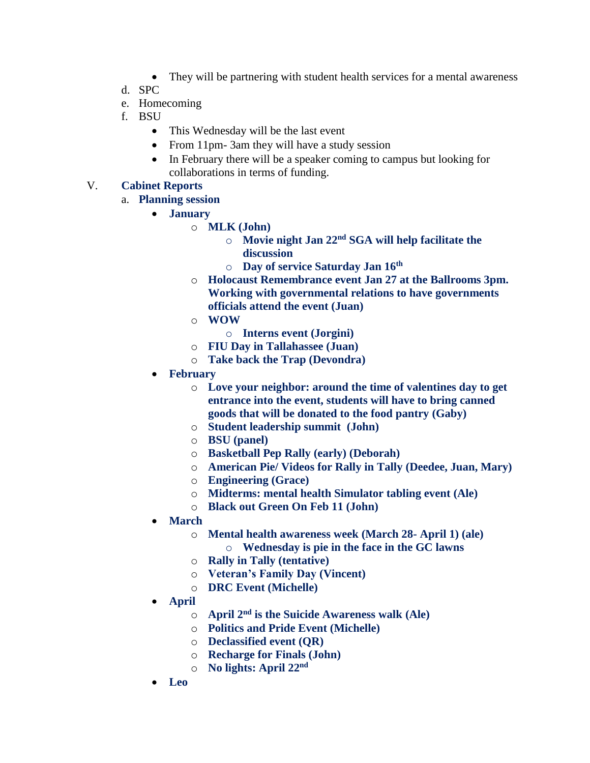- They will be partnering with student health services for a mental awareness

d. SPC

e. Homecoming

f. BSU

- This Wednesday will be the last event
- From 11pm- 3am they will have a study session
- In February there will be a speaker coming to campus but looking for collaborations in terms of funding.

V. **Cabinet Reports**

a. **Planning session**

- **January**
  - **MLK (John)**
    - **Movie night Jan 22nd SGA will help facilitate the discussion**
    - **Day of service Saturday Jan 16th**
  - **Holocaust Remembrance event Jan 27 at the Ballrooms 3pm. Working with governmental relations to have governments officials attend the event (Juan)**
  - **WOW**
    - **Interns event (Jorgini)**
  - **FIU Day in Tallahassee (Juan)**
  - **Take back the Trap (Devondra)**
- **February**
  - **Love your neighbor: around the time of valentines day to get entrance into the event, students will have to bring canned goods that will be donated to the food pantry (Gaby)**
  - **Student leadership summit (John)**
  - **BSU (panel)**
  - **Basketball Pep Rally (early) (Deborah)**
  - **American Pie/ Videos for Rally in Tally (Deedee, Juan, Mary)**
  - **Engineering (Grace)**
  - **Midterms: mental health Simulator tabling event (Ale)**
  - **Black out Green On Feb 11 (John)**
- **March**
  - **Mental health awareness week (March 28- April 1) (ale)**
    - **Wednesday is pie in the face in the GC lawns**
  - **Rally in Tally (tentative)**
  - **Veteran's Family Day (Vincent)**
  - **DRC Event (Michelle)**
- **April**
  - **April 2nd is the Suicide Awareness walk (Ale)**
  - **Politics and Pride Event (Michelle)**
  - **Declassified event (QR)**
  - **Recharge for Finals (John)**
  - **No lights: April 22nd**
- **Leo**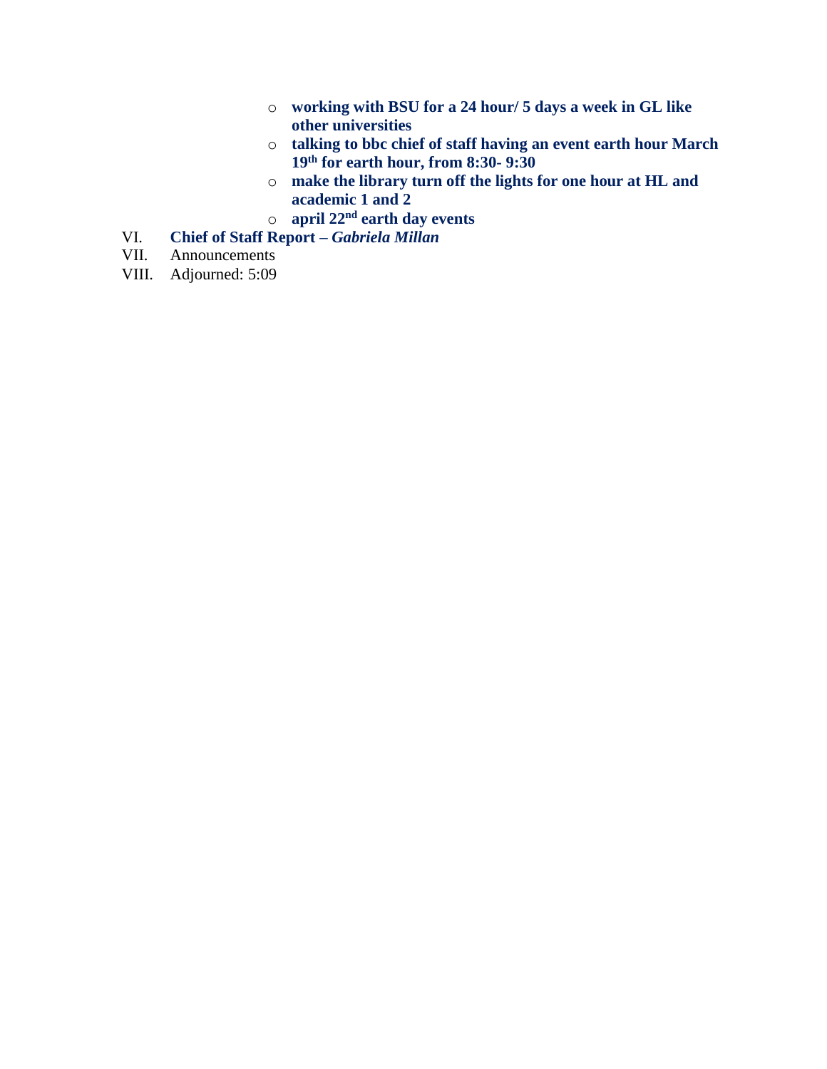- **working with BSU for a 24 hour/ 5 days a week in GL like other universities**
- **talking to bbc chief of staff having an event earth hour March 19th for earth hour, from 8:30- 9:30**
- **make the library turn off the lights for one hour at HL and academic 1 and 2**
- **april 22nd earth day events**

VI. **Chief of Staff Report – *Gabriela Millan***

VII. Announcements

VIII. Adjourned: 5:09